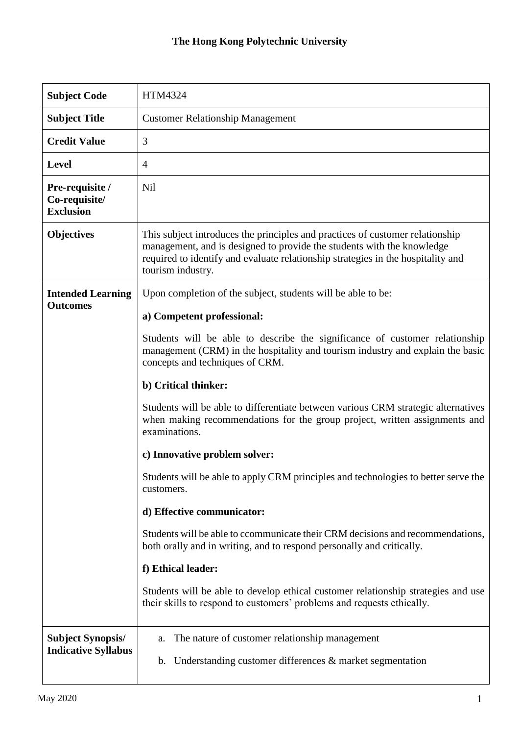# The Hong Kong Polytechnic University

| | |
|---|---|
| **Subject Code** | HTM4324 |
| **Subject Title** | Customer Relationship Management |
| **Credit Value** | 3 |
| **Level** | 4 |
| **Pre-requisite / Co-requisite/ Exclusion** | Nil |
| **Objectives** | This subject introduces the principles and practices of customer relationship management, and is designed to provide the students with the knowledge required to identify and evaluate relationship strategies in the hospitality and tourism industry. |
| **Intended Learning Outcomes** | Upon completion of the subject, students will be able to be:<br><br>**a) Competent professional:**<br><br>Students will be able to describe the significance of customer relationship management (CRM) in the hospitality and tourism industry and explain the basic concepts and techniques of CRM.<br><br>**b) Critical thinker:**<br><br>Students will be able to differentiate between various CRM strategic alternatives when making recommendations for the group project, written assignments and examinations.<br><br>**c) Innovative problem solver:**<br><br>Students will be able to apply CRM principles and technologies to better serve the customers.<br><br>**d) Effective communicator:**<br><br>Students will be able to ccommunicate their CRM decisions and recommendations, both orally and in writing, and to respond personally and critically.<br><br>**f) Ethical leader:**<br><br>Students will be able to develop ethical customer relationship strategies and use their skills to respond to customers' problems and requests ethically. |
| **Subject Synopsis/ Indicative Syllabus** | a. The nature of customer relationship management<br><br>b. Understanding customer differences & market segmentation |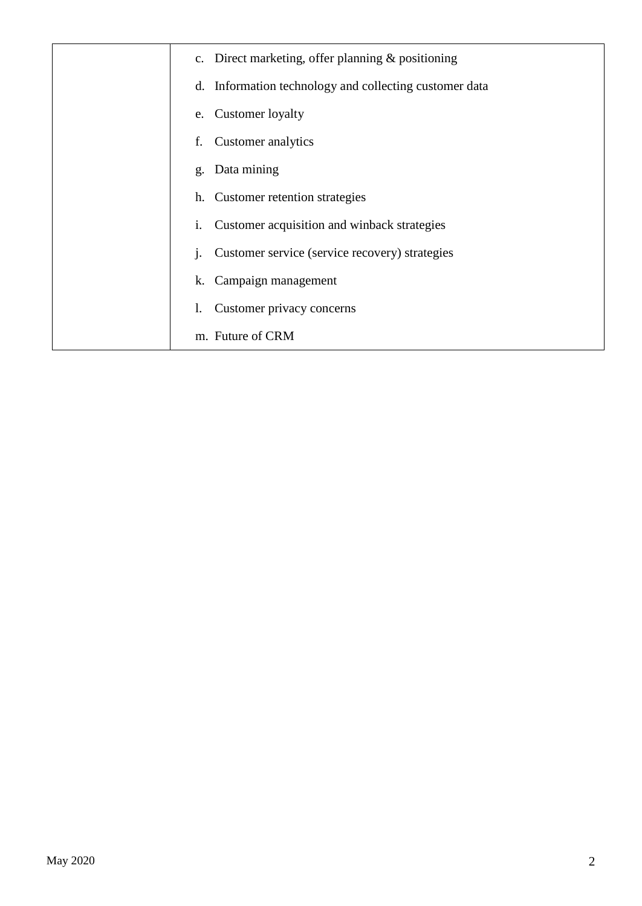| | |
|---|---|
| | c. Direct marketing, offer planning & positioning<br>d. Information technology and collecting customer data<br>e. Customer loyalty<br>f. Customer analytics<br>g. Data mining<br>h. Customer retention strategies<br>i. Customer acquisition and winback strategies<br>j. Customer service (service recovery) strategies<br>k. Campaign management<br>l. Customer privacy concerns<br>m. Future of CRM |

May 2020